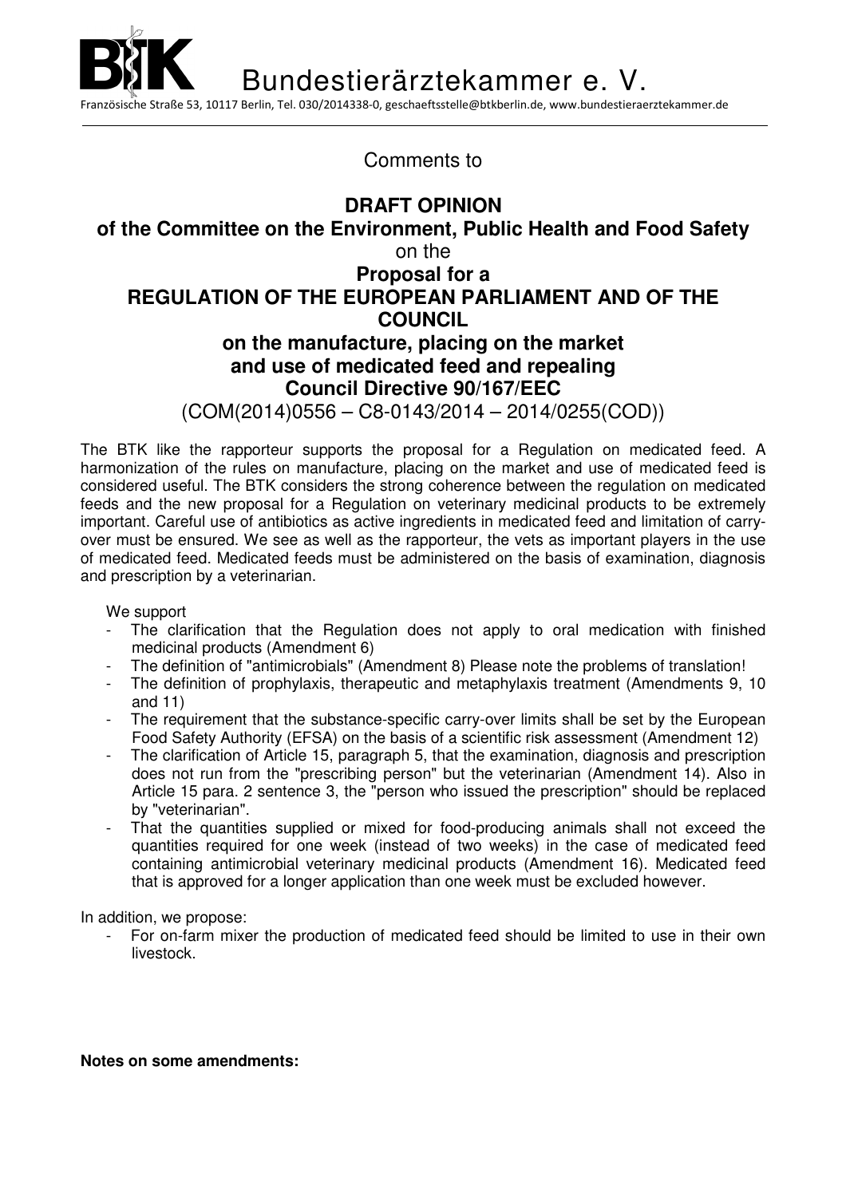Bundestierärztekammer e. V.

Französische Straße 53, 10117 Berlin, Tel. 030/2014338-0, geschaeftsstelle@btkberlin.de, www.bundestieraerztekammer.de

Comments to

**DRAFT OPINION**
**of the Committee on the Environment, Public Health and Food Safety**
on the
**Proposal for a**
**REGULATION OF THE EUROPEAN PARLIAMENT AND OF THE COUNCIL**
**on the manufacture, placing on the market and use of medicated feed and repealing Council Directive 90/167/EEC**
(COM(2014)0556 – C8-0143/2014 – 2014/0255(COD))

The BTK like the rapporteur supports the proposal for a Regulation on medicated feed. A harmonization of the rules on manufacture, placing on the market and use of medicated feed is considered useful. The BTK considers the strong coherence between the regulation on medicated feeds and the new proposal for a Regulation on veterinary medicinal products to be extremely important. Careful use of antibiotics as active ingredients in medicated feed and limitation of carry-over must be ensured. We see as well as the rapporteur, the vets as important players in the use of medicated feed. Medicated feeds must be administered on the basis of examination, diagnosis and prescription by a veterinarian.

We support

- The clarification that the Regulation does not apply to oral medication with finished medicinal products (Amendment 6)
- The definition of "antimicrobials" (Amendment 8) Please note the problems of translation!
- The definition of prophylaxis, therapeutic and metaphylaxis treatment (Amendments 9, 10 and 11)
- The requirement that the substance-specific carry-over limits shall be set by the European Food Safety Authority (EFSA) on the basis of a scientific risk assessment (Amendment 12)
- The clarification of Article 15, paragraph 5, that the examination, diagnosis and prescription does not run from the "prescribing person" but the veterinarian (Amendment 14). Also in Article 15 para. 2 sentence 3, the "person who issued the prescription" should be replaced by "veterinarian".
- That the quantities supplied or mixed for food-producing animals shall not exceed the quantities required for one week (instead of two weeks) in the case of medicated feed containing antimicrobial veterinary medicinal products (Amendment 16). Medicated feed that is approved for a longer application than one week must be excluded however.

In addition, we propose:

- For on-farm mixer the production of medicated feed should be limited to use in their own livestock.

**Notes on some amendments:**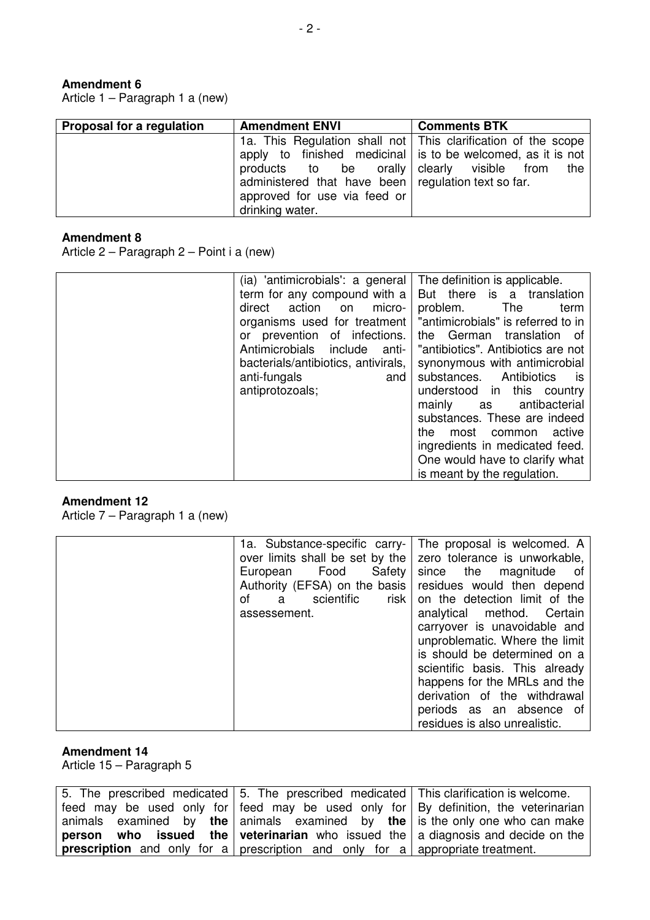**Amendment 6**

Article 1 – Paragraph 1 a (new)

| Proposal for a regulation | Amendment ENVI | Comments BTK |
|---|---|---|
| | 1a. This Regulation shall not apply to finished medicinal products to be orally administered that have been approved for use via feed or drinking water. | This clarification of the scope is to be welcomed, as it is not clearly visible from the regulation text so far. |

**Amendment 8**

Article 2 – Paragraph 2 – Point i a (new)

| | | |
|---|---|---|
| | (ia) 'antimicrobials': a general term for any compound with a direct action on micro-organisms used for treatment or prevention of infections. Antimicrobials include anti-bacterials/antibiotics, antivirals, anti-fungals and antiprotozoals; | The definition is applicable. But there is a translation problem. The term "antimicrobials" is referred to in the German translation of "antibiotics". Antibiotics are not synonymous with antimicrobial substances. Antibiotics is understood in this country mainly as antibacterial substances. These are indeed the most common active ingredients in medicated feed. One would have to clarify what is meant by the regulation. |

**Amendment 12**

Article 7 – Paragraph 1 a (new)

| | | |
|---|---|---|
| | 1a. Substance-specific carry-over limits shall be set by the European Food Safety Authority (EFSA) on the basis of a scientific risk assessement. | The proposal is welcomed. A zero tolerance is unworkable, since the magnitude of residues would then depend on the detection limit of the analytical method. Certain carryover is unavoidable and unproblematic. Where the limit is should be determined on a scientific basis. This already happens for the MRLs and the derivation of the withdrawal periods as an absence of residues is also unrealistic. |

**Amendment 14**

Article 15 – Paragraph 5

| | | |
|---|---|---|
| 5. The prescribed medicated feed may be used only for animals examined by **the person who issued the prescription** and only for a | 5. The prescribed medicated feed may be used only for animals examined by **the veterinarian** who issued the prescription and only for a | This clarification is welcome. By definition, the veterinarian is the only one who can make a diagnosis and decide on the appropriate treatment. |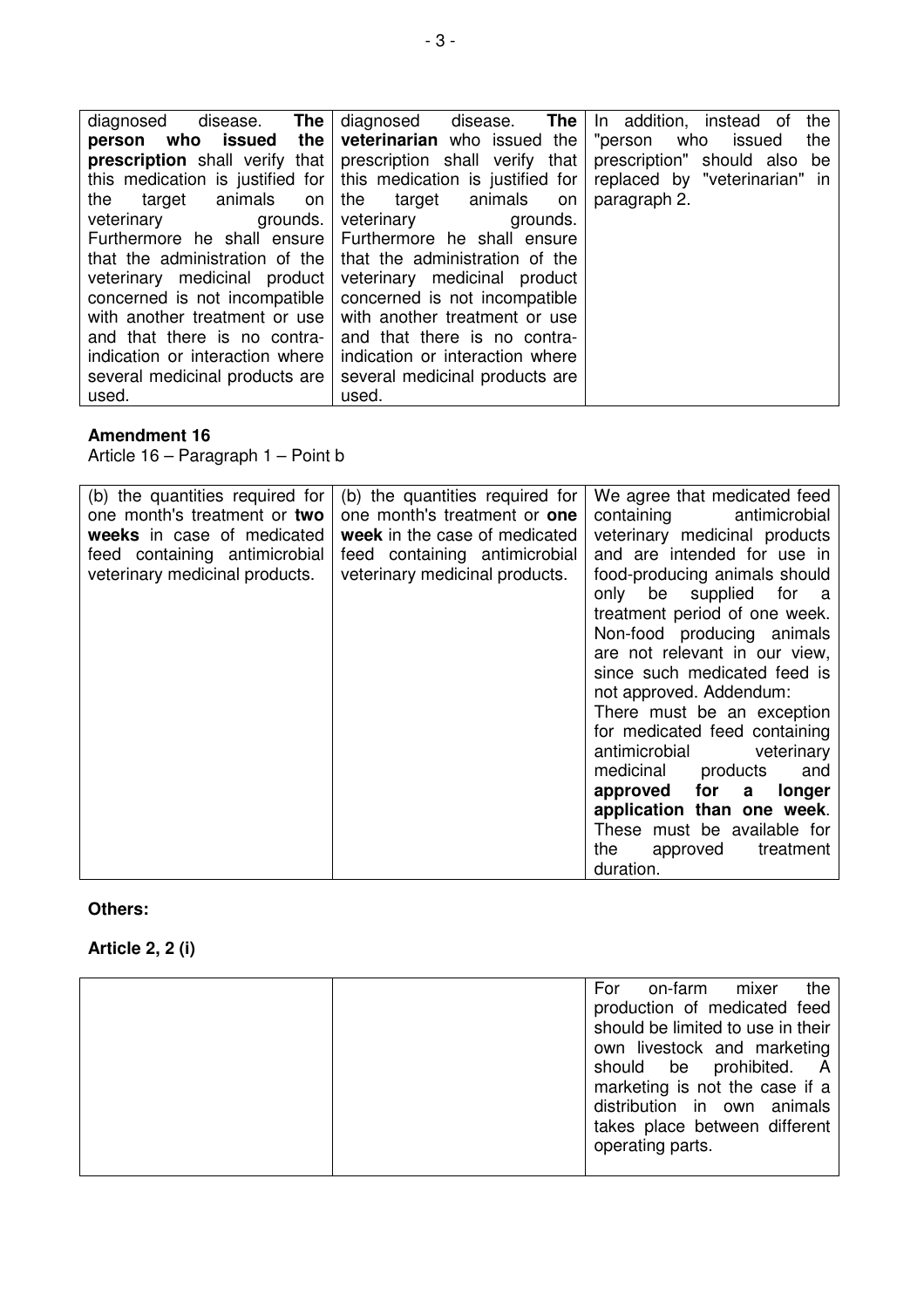| | | |
|---|---|---|
| diagnosed disease. **The person who issued the prescription** shall verify that this medication is justified for the target animals on veterinary grounds. Furthermore he shall ensure that the administration of the veterinary medicinal product concerned is not incompatible with another treatment or use and that there is no contra-indication or interaction where several medicinal products are used. | diagnosed disease. **The veterinarian** who issued the prescription shall verify that this medication is justified for the target animals on veterinary grounds. Furthermore he shall ensure that the administration of the veterinary medicinal product concerned is not incompatible with another treatment or use and that there is no contra-indication or interaction where several medicinal products are used. | In addition, instead of the "person who issued the prescription" should also be replaced by "veterinarian" in paragraph 2. |

**Amendment 16**

Article 16 – Paragraph 1 – Point b

| | | |
|---|---|---|
| (b) the quantities required for one month's treatment or **two weeks** in case of medicated feed containing antimicrobial veterinary medicinal products. | (b) the quantities required for one month's treatment or **one week** in the case of medicated feed containing antimicrobial veterinary medicinal products. | We agree that medicated feed containing antimicrobial veterinary medicinal products and are intended for use in food-producing animals should only be supplied for a treatment period of one week. Non-food producing animals are not relevant in our view, since such medicated feed is not approved. Addendum: There must be an exception for medicated feed containing antimicrobial veterinary medicinal products and **approved for a longer application than one week**. These must be available for the approved treatment duration. |

**Others:**

**Article 2, 2 (i)**

| | | |
|---|---|---|
| | | For on-farm mixer the production of medicated feed should be limited to use in their own livestock and marketing should be prohibited. A marketing is not the case if a distribution in own animals takes place between different operating parts. |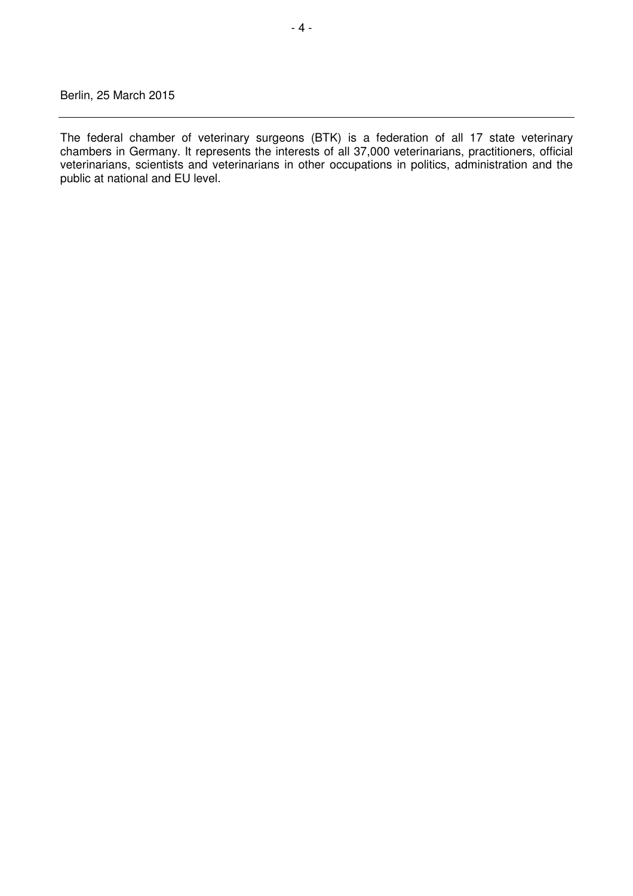Berlin, 25 March 2015

---

The federal chamber of veterinary surgeons (BTK) is a federation of all 17 state veterinary chambers in Germany. It represents the interests of all 37,000 veterinarians, practitioners, official veterinarians, scientists and veterinarians in other occupations in politics, administration and the public at national and EU level.